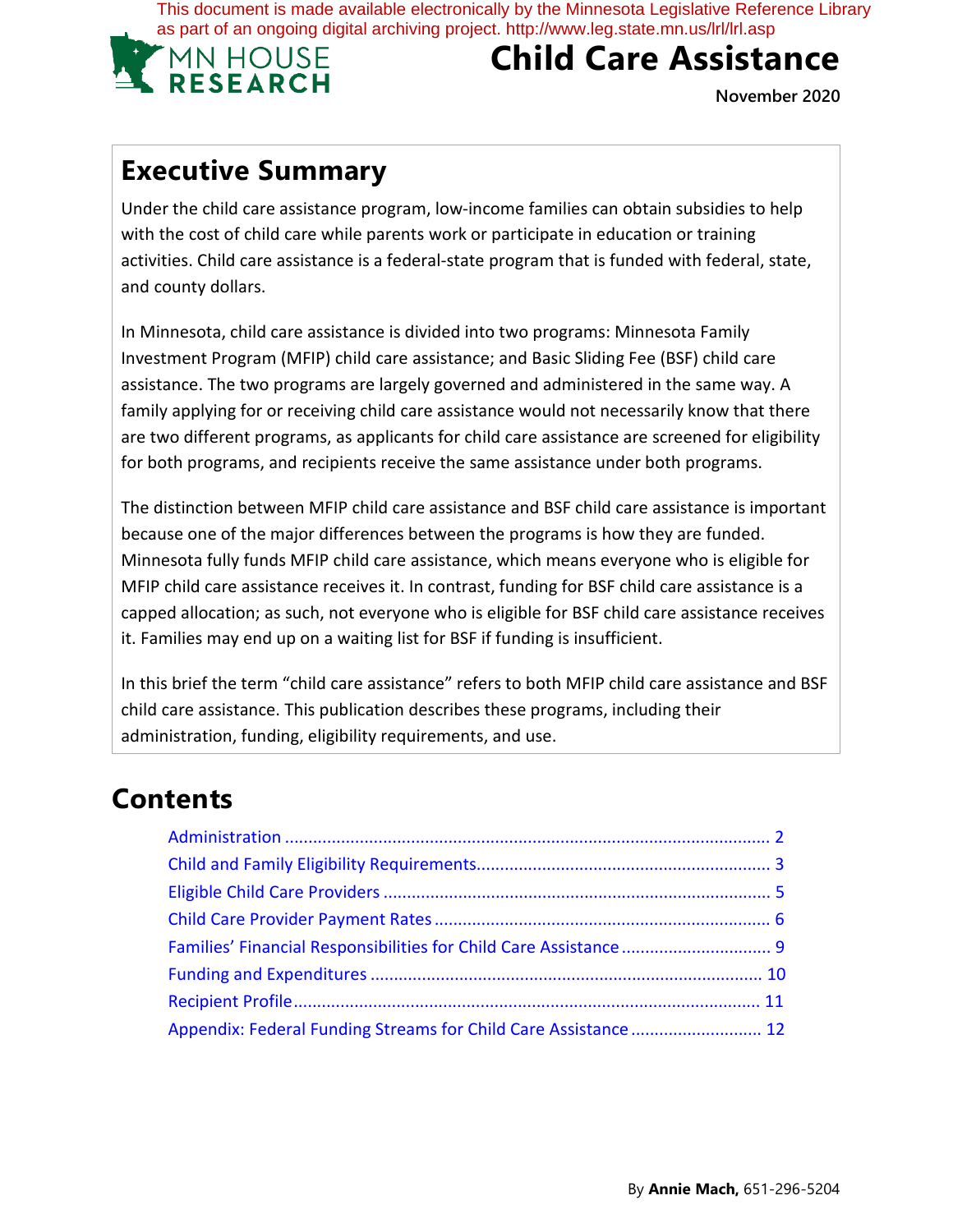This document is made available electronically by the Minnesota Legislative Reference Library as part of an ongoing digital archiving project. http://www.leg.state.mn.us/lrl/lrl.asp

MN HOUSE RESEARCH

# Child Care Assistance

November 2020

## Executive Summary

Under the child care assistance program, low-income families can obtain subsidies to help with the cost of child care while parents work or participate in education or training activities. Child care assistance is a federal-state program that is funded with federal, state, and county dollars.

In Minnesota, child care assistance is divided into two programs: Minnesota Family Investment Program (MFIP) child care assistance; and Basic Sliding Fee (BSF) child care assistance. The two programs are largely governed and administered in the same way. A family applying for or receiving child care assistance would not necessarily know that there are two different programs, as applicants for child care assistance are screened for eligibility for both programs, and recipients receive the same assistance under both programs.

The distinction between MFIP child care assistance and BSF child care assistance is important because one of the major differences between the programs is how they are funded. Minnesota fully funds MFIP child care assistance, which means everyone who is eligible for MFIP child care assistance receives it. In contrast, funding for BSF child care assistance is a capped allocation; as such, not everyone who is eligible for BSF child care assistance receives it. Families may end up on a waiting list for BSF if funding is insufficient.

In this brief the term "child care assistance" refers to both MFIP child care assistance and BSF child care assistance. This publication describes these programs, including their administration, funding, eligibility requirements, and use.

## Contents

- Administration ..... 2
- Child and Family Eligibility Requirements ..... 3
- Eligible Child Care Providers ..... 5
- Child Care Provider Payment Rates ..... 6
- Families' Financial Responsibilities for Child Care Assistance ..... 9
- Funding and Expenditures ..... 10
- Recipient Profile ..... 11
- Appendix: Federal Funding Streams for Child Care Assistance ..... 12

By **Annie Mach,** 651-296-5204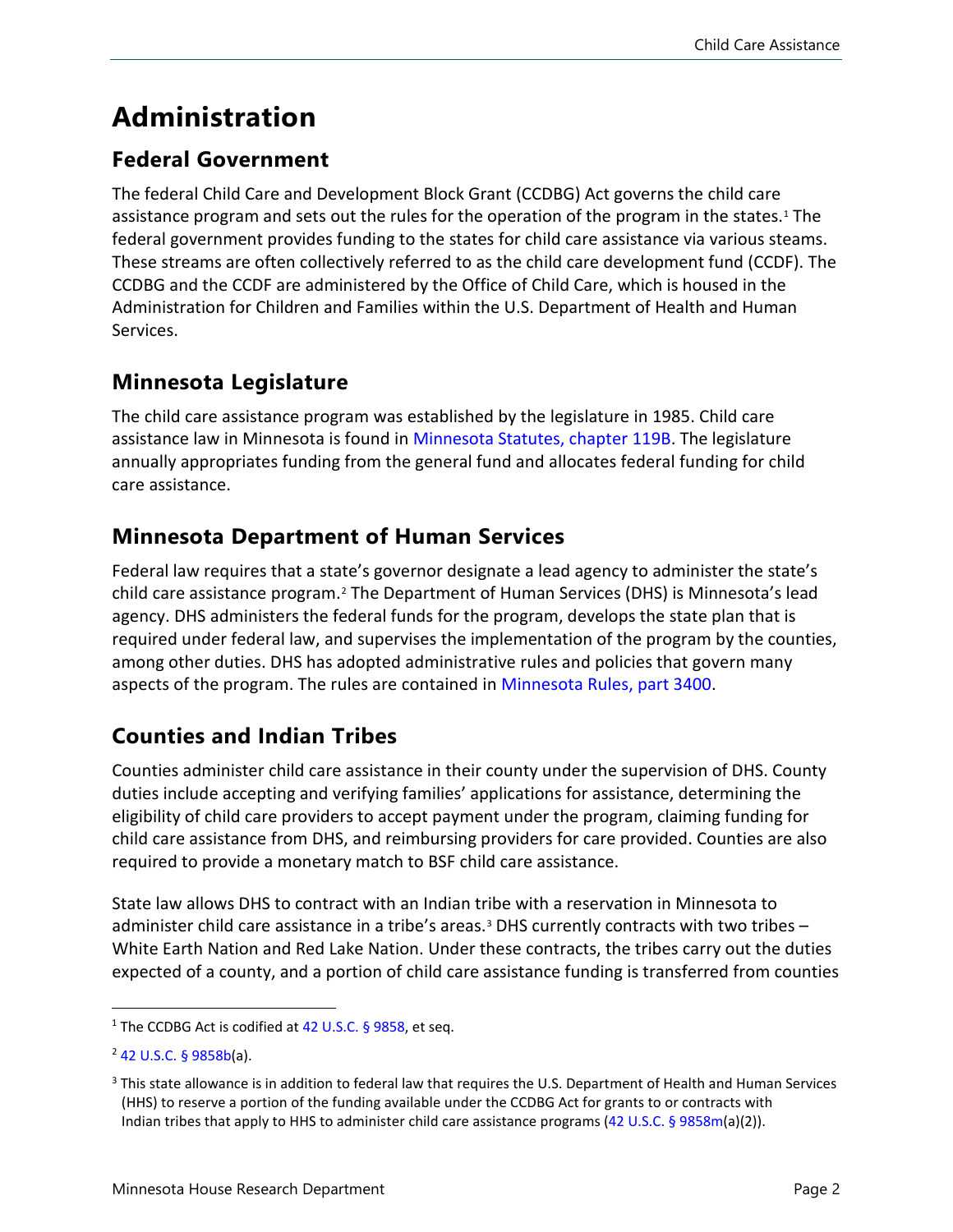# Administration

## Federal Government

The federal Child Care and Development Block Grant (CCDBG) Act governs the child care assistance program and sets out the rules for the operation of the program in the states.[1] The federal government provides funding to the states for child care assistance via various steams. These streams are often collectively referred to as the child care development fund (CCDF). The CCDBG and the CCDF are administered by the Office of Child Care, which is housed in the Administration for Children and Families within the U.S. Department of Health and Human Services.

## Minnesota Legislature

The child care assistance program was established by the legislature in 1985. Child care assistance law in Minnesota is found in Minnesota Statutes, chapter 119B. The legislature annually appropriates funding from the general fund and allocates federal funding for child care assistance.

## Minnesota Department of Human Services

Federal law requires that a state's governor designate a lead agency to administer the state's child care assistance program.[2] The Department of Human Services (DHS) is Minnesota's lead agency. DHS administers the federal funds for the program, develops the state plan that is required under federal law, and supervises the implementation of the program by the counties, among other duties. DHS has adopted administrative rules and policies that govern many aspects of the program. The rules are contained in Minnesota Rules, part 3400.

## Counties and Indian Tribes

Counties administer child care assistance in their county under the supervision of DHS. County duties include accepting and verifying families' applications for assistance, determining the eligibility of child care providers to accept payment under the program, claiming funding for child care assistance from DHS, and reimbursing providers for care provided. Counties are also required to provide a monetary match to BSF child care assistance.

State law allows DHS to contract with an Indian tribe with a reservation in Minnesota to administer child care assistance in a tribe's areas.[3] DHS currently contracts with two tribes – White Earth Nation and Red Lake Nation. Under these contracts, the tribes carry out the duties expected of a county, and a portion of child care assistance funding is transferred from counties

---

[1] The CCDBG Act is codified at 42 U.S.C. § 9858, et seq.

[2] 42 U.S.C. § 9858b(a).

[3] This state allowance is in addition to federal law that requires the U.S. Department of Health and Human Services (HHS) to reserve a portion of the funding available under the CCDBG Act for grants to or contracts with Indian tribes that apply to HHS to administer child care assistance programs (42 U.S.C. § 9858m(a)(2)).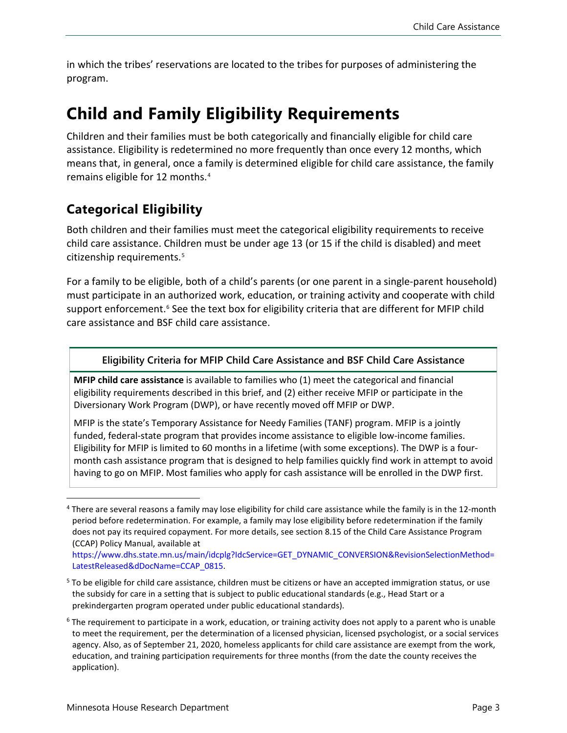in which the tribes' reservations are located to the tribes for purposes of administering the program.

# Child and Family Eligibility Requirements

Children and their families must be both categorically and financially eligible for child care assistance. Eligibility is redetermined no more frequently than once every 12 months, which means that, in general, once a family is determined eligible for child care assistance, the family remains eligible for 12 months.[4]

## Categorical Eligibility

Both children and their families must meet the categorical eligibility requirements to receive child care assistance. Children must be under age 13 (or 15 if the child is disabled) and meet citizenship requirements.[5]

For a family to be eligible, both of a child's parents (or one parent in a single-parent household) must participate in an authorized work, education, or training activity and cooperate with child support enforcement.[6] See the text box for eligibility criteria that are different for MFIP child care assistance and BSF child care assistance.

**Eligibility Criteria for MFIP Child Care Assistance and BSF Child Care Assistance**

**MFIP child care assistance** is available to families who (1) meet the categorical and financial eligibility requirements described in this brief, and (2) either receive MFIP or participate in the Diversionary Work Program (DWP), or have recently moved off MFIP or DWP.

MFIP is the state's Temporary Assistance for Needy Families (TANF) program. MFIP is a jointly funded, federal-state program that provides income assistance to eligible low-income families. Eligibility for MFIP is limited to 60 months in a lifetime (with some exceptions). The DWP is a four-month cash assistance program that is designed to help families quickly find work in attempt to avoid having to go on MFIP. Most families who apply for cash assistance will be enrolled in the DWP first.

---

[4] There are several reasons a family may lose eligibility for child care assistance while the family is in the 12-month period before redetermination. For example, a family may lose eligibility before redetermination if the family does not pay its required copayment. For more details, see section 8.15 of the Child Care Assistance Program (CCAP) Policy Manual, available at https://www.dhs.state.mn.us/main/idcplg?IdcService=GET_DYNAMIC_CONVERSION&RevisionSelectionMethod=LatestReleased&dDocName=CCAP_0815.

[5] To be eligible for child care assistance, children must be citizens or have an accepted immigration status, or use the subsidy for care in a setting that is subject to public educational standards (e.g., Head Start or a prekindergarten program operated under public educational standards).

[6] The requirement to participate in a work, education, or training activity does not apply to a parent who is unable to meet the requirement, per the determination of a licensed physician, licensed psychologist, or a social services agency. Also, as of September 21, 2020, homeless applicants for child care assistance are exempt from the work, education, and training participation requirements for three months (from the date the county receives the application).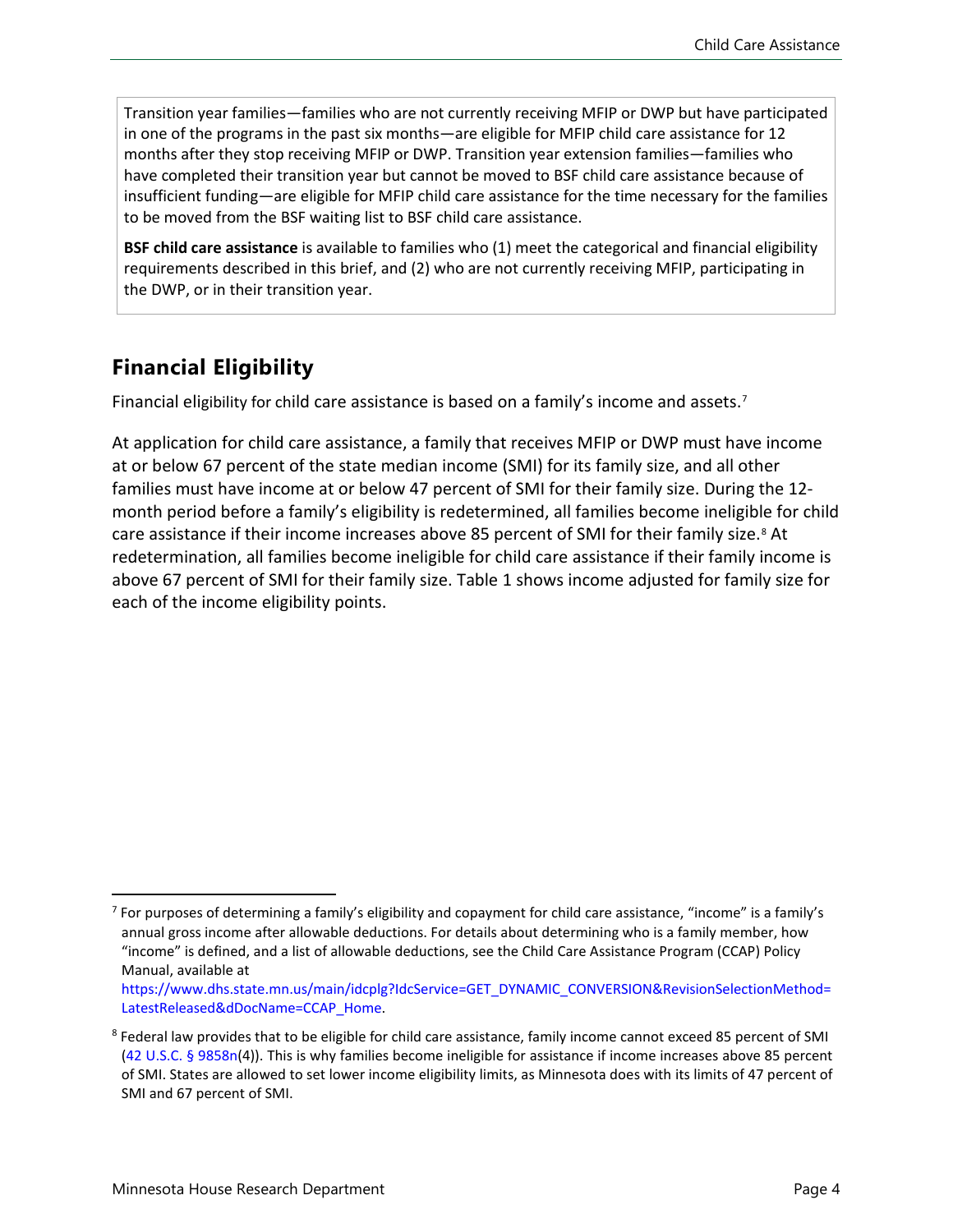Transition year families—families who are not currently receiving MFIP or DWP but have participated in one of the programs in the past six months—are eligible for MFIP child care assistance for 12 months after they stop receiving MFIP or DWP. Transition year extension families—families who have completed their transition year but cannot be moved to BSF child care assistance because of insufficient funding—are eligible for MFIP child care assistance for the time necessary for the families to be moved from the BSF waiting list to BSF child care assistance.

**BSF child care assistance** is available to families who (1) meet the categorical and financial eligibility requirements described in this brief, and (2) who are not currently receiving MFIP, participating in the DWP, or in their transition year.

## Financial Eligibility

Financial eligibility for child care assistance is based on a family's income and assets.[7]

At application for child care assistance, a family that receives MFIP or DWP must have income at or below 67 percent of the state median income (SMI) for its family size, and all other families must have income at or below 47 percent of SMI for their family size. During the 12-month period before a family's eligibility is redetermined, all families become ineligible for child care assistance if their income increases above 85 percent of SMI for their family size.[8] At redetermination, all families become ineligible for child care assistance if their family income is above 67 percent of SMI for their family size. Table 1 shows income adjusted for family size for each of the income eligibility points.

---

[7] For purposes of determining a family's eligibility and copayment for child care assistance, "income" is a family's annual gross income after allowable deductions. For details about determining who is a family member, how "income" is defined, and a list of allowable deductions, see the Child Care Assistance Program (CCAP) Policy Manual, available at https://www.dhs.state.mn.us/main/idcplg?IdcService=GET_DYNAMIC_CONVERSION&RevisionSelectionMethod=LatestReleased&dDocName=CCAP_Home.

[8] Federal law provides that to be eligible for child care assistance, family income cannot exceed 85 percent of SMI (42 U.S.C. § 9858n(4)). This is why families become ineligible for assistance if income increases above 85 percent of SMI. States are allowed to set lower income eligibility limits, as Minnesota does with its limits of 47 percent of SMI and 67 percent of SMI.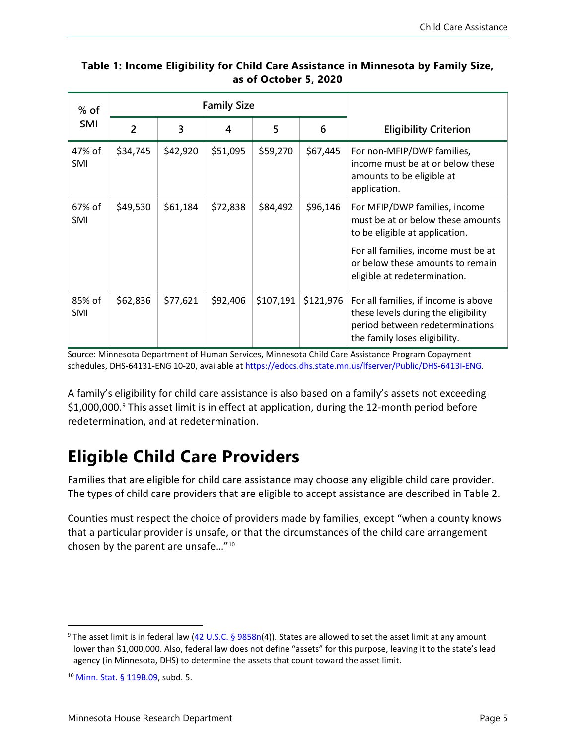**Table 1: Income Eligibility for Child Care Assistance in Minnesota by Family Size, as of October 5, 2020**

| % of SMI | Family Size | | | | | Eligibility Criterion |
|---|---|---|---|---|---|---|
| | 2 | 3 | 4 | 5 | 6 | |
| 47% of SMI | $34,745 | $42,920 | $51,095 | $59,270 | $67,445 | For non-MFIP/DWP families, income must be at or below these amounts to be eligible at application. |
| 67% of SMI | $49,530 | $61,184 | $72,838 | $84,492 | $96,146 | For MFIP/DWP families, income must be at or below these amounts to be eligible at application. For all families, income must be at or below these amounts to remain eligible at redetermination. |
| 85% of SMI | $62,836 | $77,621 | $92,406 | $107,191 | $121,976 | For all families, if income is above these levels during the eligibility period between redeterminations the family loses eligibility. |

Source: Minnesota Department of Human Services, Minnesota Child Care Assistance Program Copayment schedules, DHS-64131-ENG 10-20, available at https://edocs.dhs.state.mn.us/lfserver/Public/DHS-6413I-ENG.

A family's eligibility for child care assistance is also based on a family's assets not exceeding $1,000,000.[9] This asset limit is in effect at application, during the 12-month period before redetermination, and at redetermination.

# Eligible Child Care Providers

Families that are eligible for child care assistance may choose any eligible child care provider. The types of child care providers that are eligible to accept assistance are described in Table 2.

Counties must respect the choice of providers made by families, except "when a county knows that a particular provider is unsafe, or that the circumstances of the child care arrangement chosen by the parent are unsafe…"[10]

---

[9] The asset limit is in federal law (42 U.S.C. § 9858n(4)). States are allowed to set the asset limit at any amount lower than $1,000,000. Also, federal law does not define "assets" for this purpose, leaving it to the state's lead agency (in Minnesota, DHS) to determine the assets that count toward the asset limit.

[10] Minn. Stat. § 119B.09, subd. 5.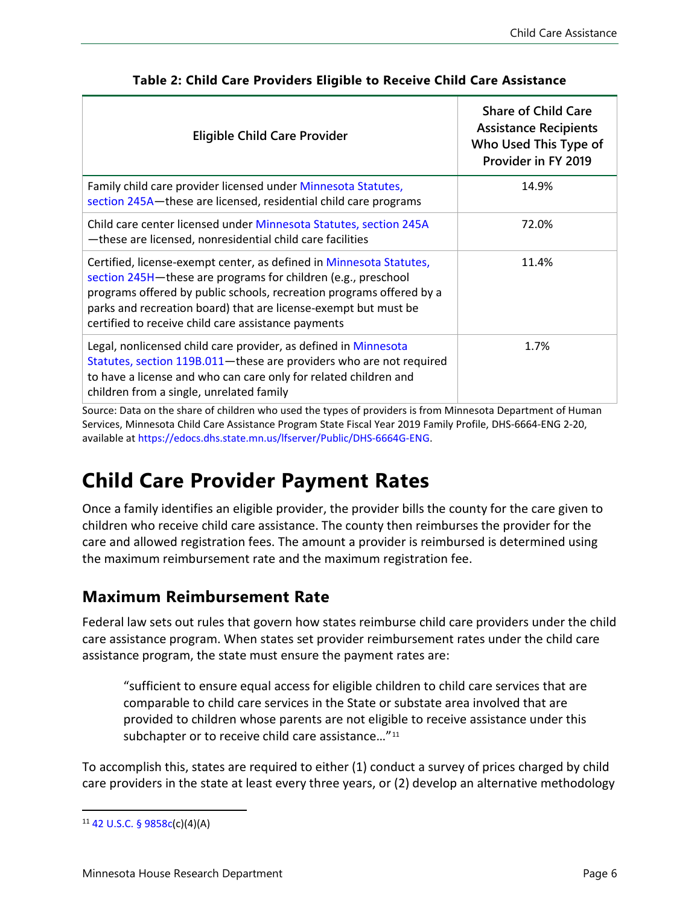**Table 2: Child Care Providers Eligible to Receive Child Care Assistance**

| Eligible Child Care Provider | Share of Child Care Assistance Recipients Who Used This Type of Provider in FY 2019 |
| --- | --- |
| Family child care provider licensed under Minnesota Statutes, section 245A—these are licensed, residential child care programs | 14.9% |
| Child care center licensed under Minnesota Statutes, section 245A—these are licensed, nonresidential child care facilities | 72.0% |
| Certified, license-exempt center, as defined in Minnesota Statutes, section 245H—these are programs for children (e.g., preschool programs offered by public schools, recreation programs offered by a parks and recreation board) that are license-exempt but must be certified to receive child care assistance payments | 11.4% |
| Legal, nonlicensed child care provider, as defined in Minnesota Statutes, section 119B.011—these are providers who are not required to have a license and who can care only for related children and children from a single, unrelated family | 1.7% |

Source: Data on the share of children who used the types of providers is from Minnesota Department of Human Services, Minnesota Child Care Assistance Program State Fiscal Year 2019 Family Profile, DHS-6664-ENG 2-20, available at https://edocs.dhs.state.mn.us/lfserver/Public/DHS-6664G-ENG.

# Child Care Provider Payment Rates

Once a family identifies an eligible provider, the provider bills the county for the care given to children who receive child care assistance. The county then reimburses the provider for the care and allowed registration fees. The amount a provider is reimbursed is determined using the maximum reimbursement rate and the maximum registration fee.

## Maximum Reimbursement Rate

Federal law sets out rules that govern how states reimburse child care providers under the child care assistance program. When states set provider reimbursement rates under the child care assistance program, the state must ensure the payment rates are:

> "sufficient to ensure equal access for eligible children to child care services that are comparable to child care services in the State or substate area involved that are provided to children whose parents are not eligible to receive assistance under this subchapter or to receive child care assistance…"[11]

To accomplish this, states are required to either (1) conduct a survey of prices charged by child care providers in the state at least every three years, or (2) develop an alternative methodology

[11] 42 U.S.C. § 9858c(c)(4)(A)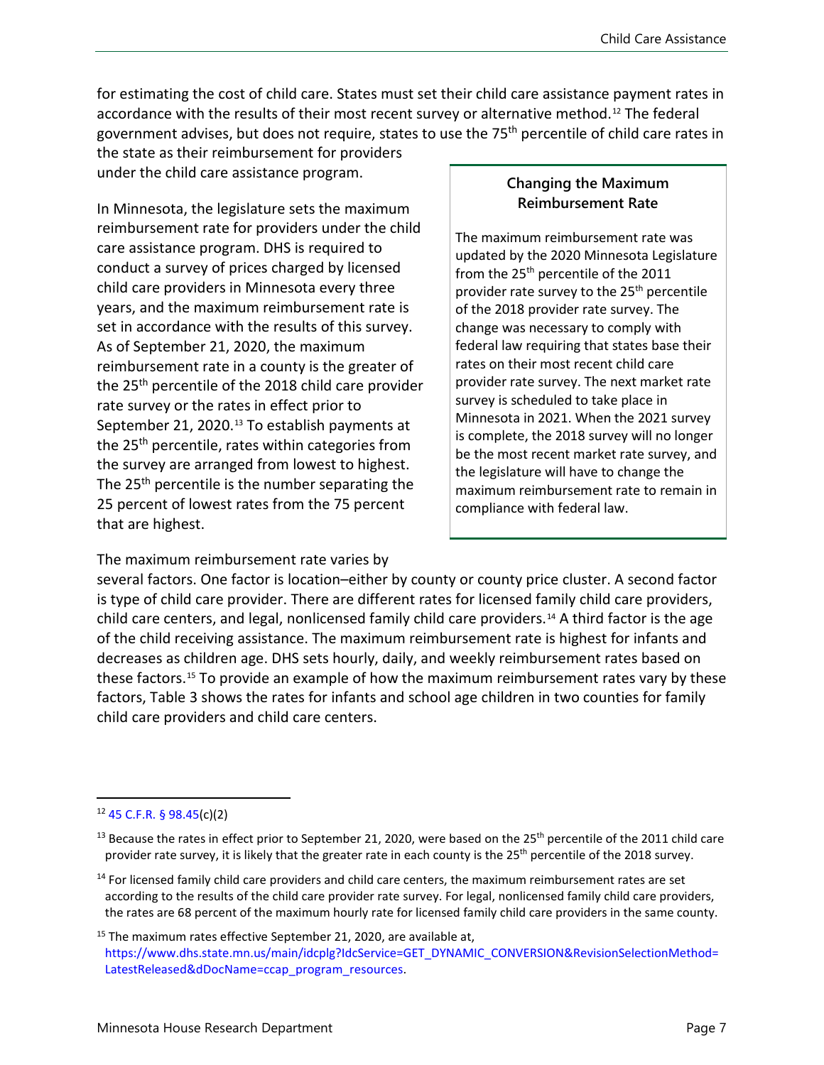for estimating the cost of child care. States must set their child care assistance payment rates in accordance with the results of their most recent survey or alternative method.[12] The federal government advises, but does not require, states to use the 75th percentile of child care rates in the state as their reimbursement for providers under the child care assistance program.

In Minnesota, the legislature sets the maximum reimbursement rate for providers under the child care assistance program. DHS is required to conduct a survey of prices charged by licensed child care providers in Minnesota every three years, and the maximum reimbursement rate is set in accordance with the results of this survey. As of September 21, 2020, the maximum reimbursement rate in a county is the greater of the 25th percentile of the 2018 child care provider rate survey or the rates in effect prior to September 21, 2020.[13] To establish payments at the 25th percentile, rates within categories from the survey are arranged from lowest to highest. The 25th percentile is the number separating the 25 percent of lowest rates from the 75 percent that are highest.

> **Changing the Maximum Reimbursement Rate**
>
> The maximum reimbursement rate was updated by the 2020 Minnesota Legislature from the 25th percentile of the 2011 provider rate survey to the 25th percentile of the 2018 provider rate survey. The change was necessary to comply with federal law requiring that states base their rates on their most recent child care provider rate survey. The next market rate survey is scheduled to take place in Minnesota in 2021. When the 2021 survey is complete, the 2018 survey will no longer be the most recent market rate survey, and the legislature will have to change the maximum reimbursement rate to remain in compliance with federal law.

The maximum reimbursement rate varies by several factors. One factor is location–either by county or county price cluster. A second factor is type of child care provider. There are different rates for licensed family child care providers, child care centers, and legal, nonlicensed family child care providers.[14] A third factor is the age of the child receiving assistance. The maximum reimbursement rate is highest for infants and decreases as children age. DHS sets hourly, daily, and weekly reimbursement rates based on these factors.[15] To provide an example of how the maximum reimbursement rates vary by these factors, Table 3 shows the rates for infants and school age children in two counties for family child care providers and child care centers.

---

[12] 45 C.F.R. § 98.45(c)(2)

[13] Because the rates in effect prior to September 21, 2020, were based on the 25th percentile of the 2011 child care provider rate survey, it is likely that the greater rate in each county is the 25th percentile of the 2018 survey.

[14] For licensed family child care providers and child care centers, the maximum reimbursement rates are set according to the results of the child care provider rate survey. For legal, nonlicensed family child care providers, the rates are 68 percent of the maximum hourly rate for licensed family child care providers in the same county.

[15] The maximum rates effective September 21, 2020, are available at, https://www.dhs.state.mn.us/main/idcplg?IdcService=GET_DYNAMIC_CONVERSION&RevisionSelectionMethod=LatestReleased&dDocName=ccap_program_resources.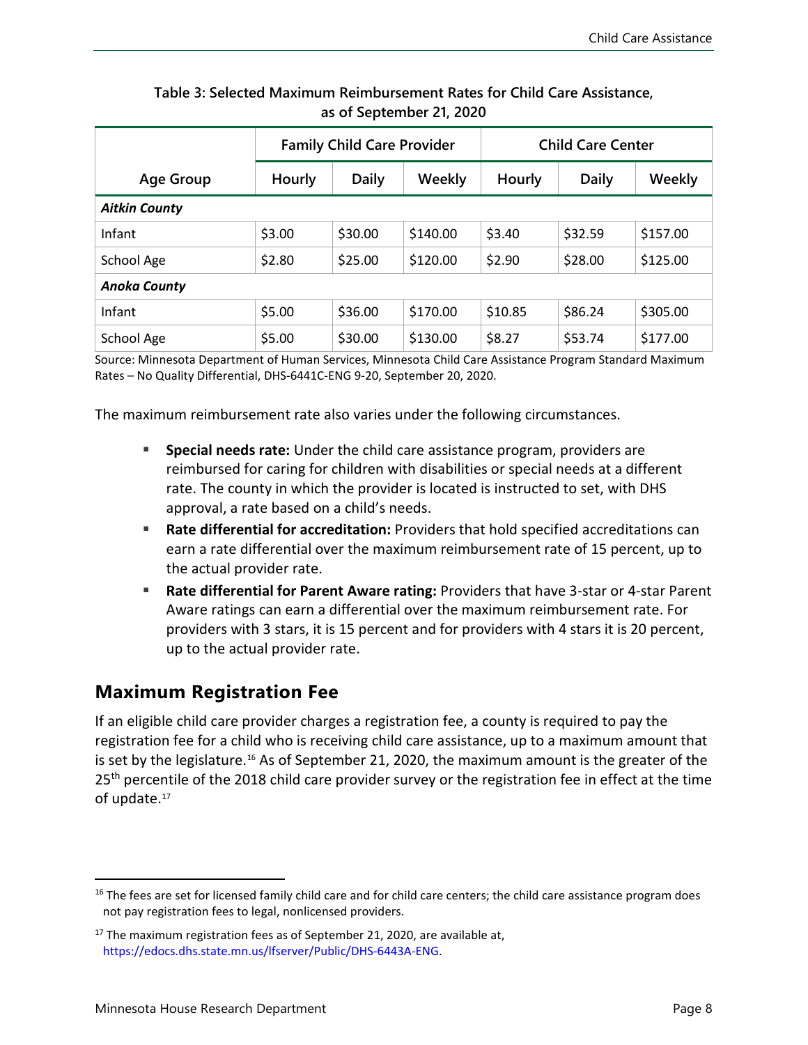**Table 3: Selected Maximum Reimbursement Rates for Child Care Assistance, as of September 21, 2020**

| Age Group | Family Child Care Provider | | | Child Care Center | | |
|---|---|---|---|---|---|---|
| | Hourly | Daily | Weekly | Hourly | Daily | Weekly |
| ***Aitkin County*** | | | | | | |
| Infant | $3.00 | $30.00 | $140.00 | $3.40 | $32.59 | $157.00 |
| School Age | $2.80 | $25.00 | $120.00 | $2.90 | $28.00 | $125.00 |
| ***Anoka County*** | | | | | | |
| Infant | $5.00 | $36.00 | $170.00 | $10.85 | $86.24 | $305.00 |
| School Age | $5.00 | $30.00 | $130.00 | $8.27 | $53.74 | $177.00 |

Source: Minnesota Department of Human Services, Minnesota Child Care Assistance Program Standard Maximum Rates – No Quality Differential, DHS-6441C-ENG 9-20, September 20, 2020.

The maximum reimbursement rate also varies under the following circumstances.

- **Special needs rate:** Under the child care assistance program, providers are reimbursed for caring for children with disabilities or special needs at a different rate. The county in which the provider is located is instructed to set, with DHS approval, a rate based on a child's needs.
- **Rate differential for accreditation:** Providers that hold specified accreditations can earn a rate differential over the maximum reimbursement rate of 15 percent, up to the actual provider rate.
- **Rate differential for Parent Aware rating:** Providers that have 3-star or 4-star Parent Aware ratings can earn a differential over the maximum reimbursement rate. For providers with 3 stars, it is 15 percent and for providers with 4 stars it is 20 percent, up to the actual provider rate.

## Maximum Registration Fee

If an eligible child care provider charges a registration fee, a county is required to pay the registration fee for a child who is receiving child care assistance, up to a maximum amount that is set by the legislature.[16] As of September 21, 2020, the maximum amount is the greater of the 25th percentile of the 2018 child care provider survey or the registration fee in effect at the time of update.[17]

---

[16] The fees are set for licensed family child care and for child care centers; the child care assistance program does not pay registration fees to legal, nonlicensed providers.

[17] The maximum registration fees as of September 21, 2020, are available at, https://edocs.dhs.state.mn.us/lfserver/Public/DHS-6443A-ENG.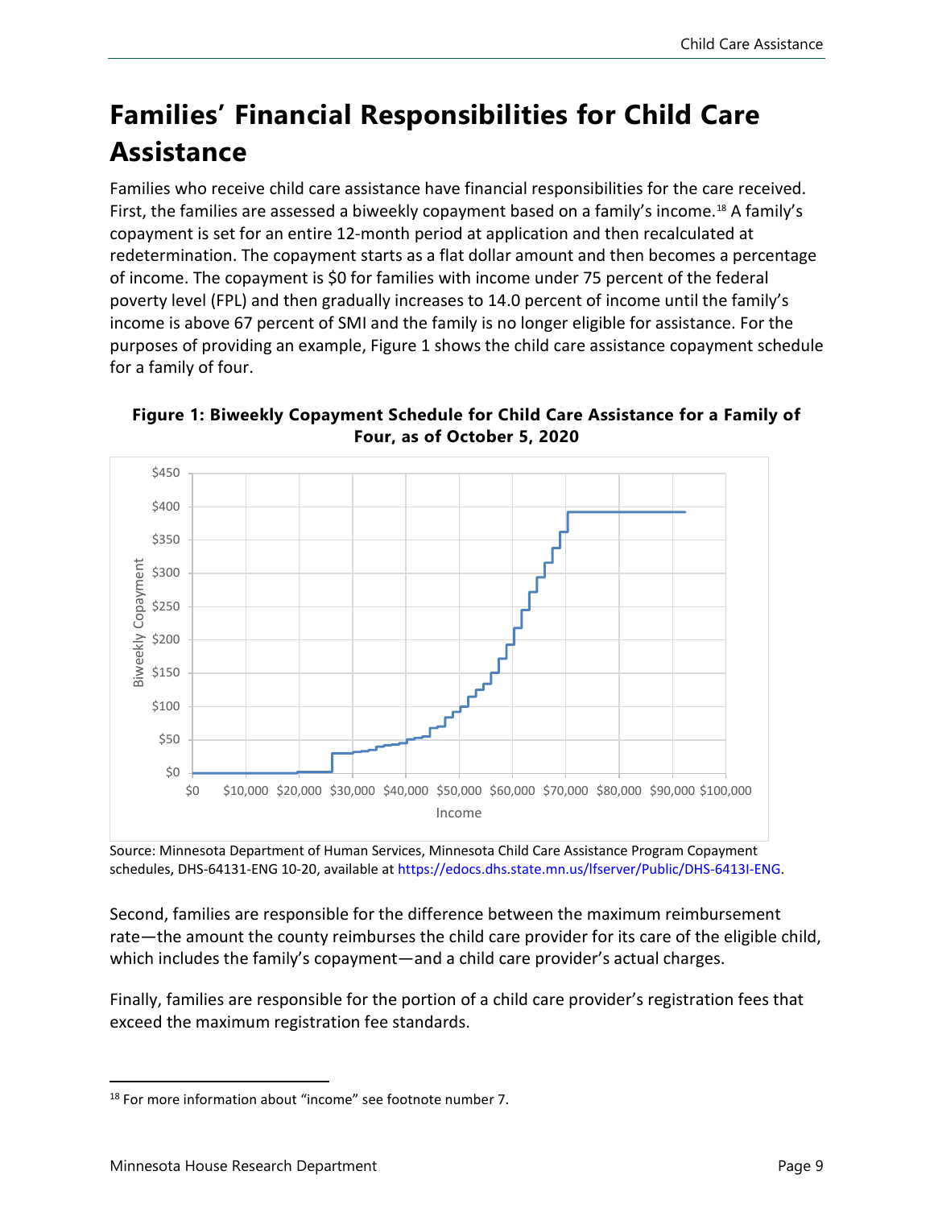# Families' Financial Responsibilities for Child Care Assistance

Families who receive child care assistance have financial responsibilities for the care received. First, the families are assessed a biweekly copayment based on a family's income.[18] A family's copayment is set for an entire 12-month period at application and then recalculated at redetermination. The copayment starts as a flat dollar amount and then becomes a percentage of income. The copayment is $0 for families with income under 75 percent of the federal poverty level (FPL) and then gradually increases to 14.0 percent of income until the family's income is above 67 percent of SMI and the family is no longer eligible for assistance. For the purposes of providing an example, Figure 1 shows the child care assistance copayment schedule for a family of four.

**Figure 1: Biweekly Copayment Schedule for Child Care Assistance for a Family of Four, as of October 5, 2020**

Source: Minnesota Department of Human Services, Minnesota Child Care Assistance Program Copayment schedules, DHS-64131-ENG 10-20, available at https://edocs.dhs.state.mn.us/lfserver/Public/DHS-6413I-ENG.

Second, families are responsible for the difference between the maximum reimbursement rate—the amount the county reimburses the child care provider for its care of the eligible child, which includes the family's copayment—and a child care provider's actual charges.

Finally, families are responsible for the portion of a child care provider's registration fees that exceed the maximum registration fee standards.

[18] For more information about "income" see footnote number 7.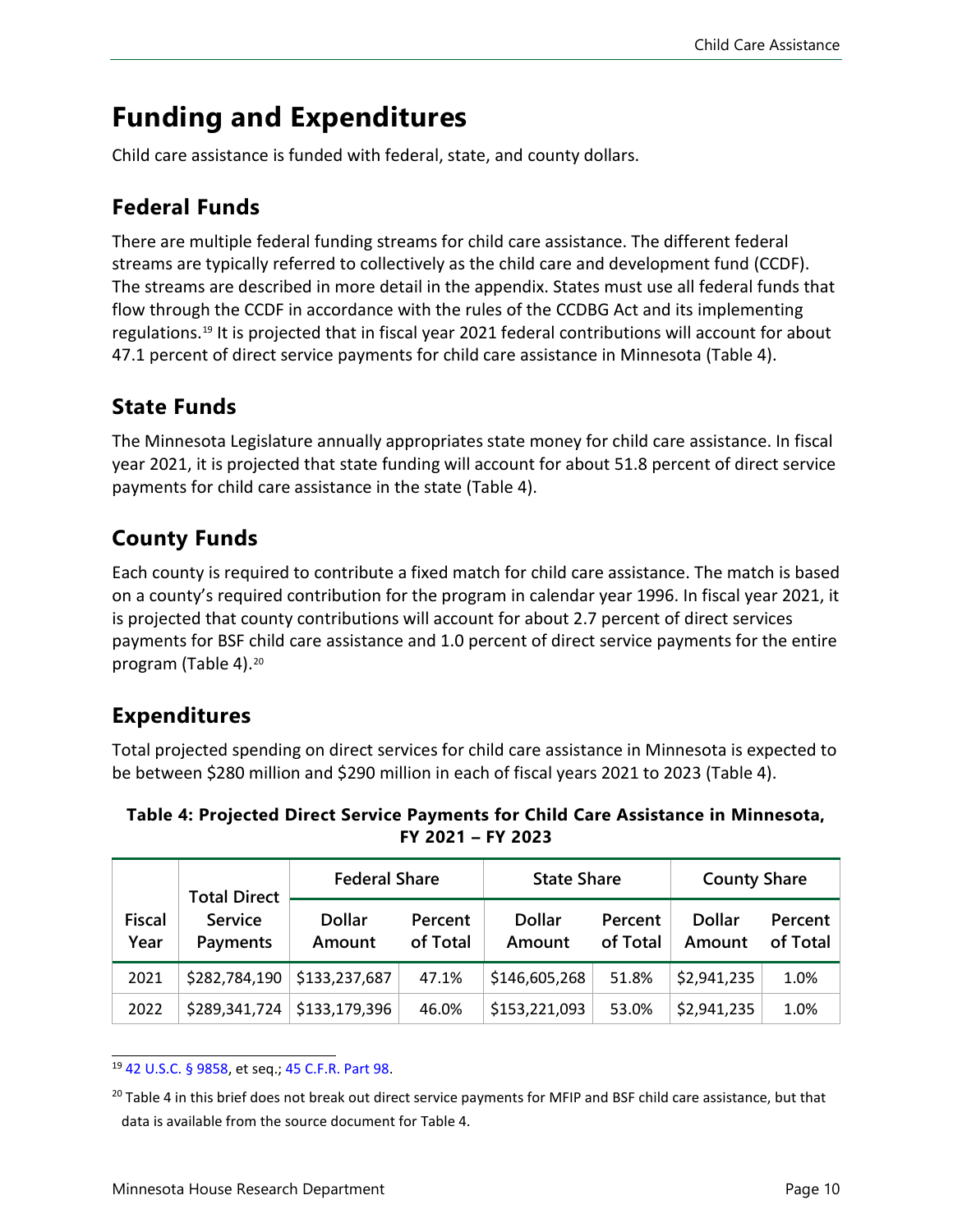# Funding and Expenditures

Child care assistance is funded with federal, state, and county dollars.

## Federal Funds

There are multiple federal funding streams for child care assistance. The different federal streams are typically referred to collectively as the child care and development fund (CCDF). The streams are described in more detail in the appendix. States must use all federal funds that flow through the CCDF in accordance with the rules of the CCDBG Act and its implementing regulations.[19] It is projected that in fiscal year 2021 federal contributions will account for about 47.1 percent of direct service payments for child care assistance in Minnesota (Table 4).

## State Funds

The Minnesota Legislature annually appropriates state money for child care assistance. In fiscal year 2021, it is projected that state funding will account for about 51.8 percent of direct service payments for child care assistance in the state (Table 4).

## County Funds

Each county is required to contribute a fixed match for child care assistance. The match is based on a county's required contribution for the program in calendar year 1996. In fiscal year 2021, it is projected that county contributions will account for about 2.7 percent of direct services payments for BSF child care assistance and 1.0 percent of direct service payments for the entire program (Table 4).[20]

## Expenditures

Total projected spending on direct services for child care assistance in Minnesota is expected to be between $280 million and $290 million in each of fiscal years 2021 to 2023 (Table 4).

**Table 4: Projected Direct Service Payments for Child Care Assistance in Minnesota, FY 2021 – FY 2023**

| Fiscal Year | Total Direct Service Payments | Federal Share | | State Share | | County Share | |
|---|---|---|---|---|---|---|---|
| | | Dollar Amount | Percent of Total | Dollar Amount | Percent of Total | Dollar Amount | Percent of Total |
| 2021 | $282,784,190 | $133,237,687 | 47.1% | $146,605,268 | 51.8% | $2,941,235 | 1.0% |
| 2022 | $289,341,724 | $133,179,396 | 46.0% | $153,221,093 | 53.0% | $2,941,235 | 1.0% |

[19] 42 U.S.C. § 9858, et seq.; 45 C.F.R. Part 98.

[20] Table 4 in this brief does not break out direct service payments for MFIP and BSF child care assistance, but that data is available from the source document for Table 4.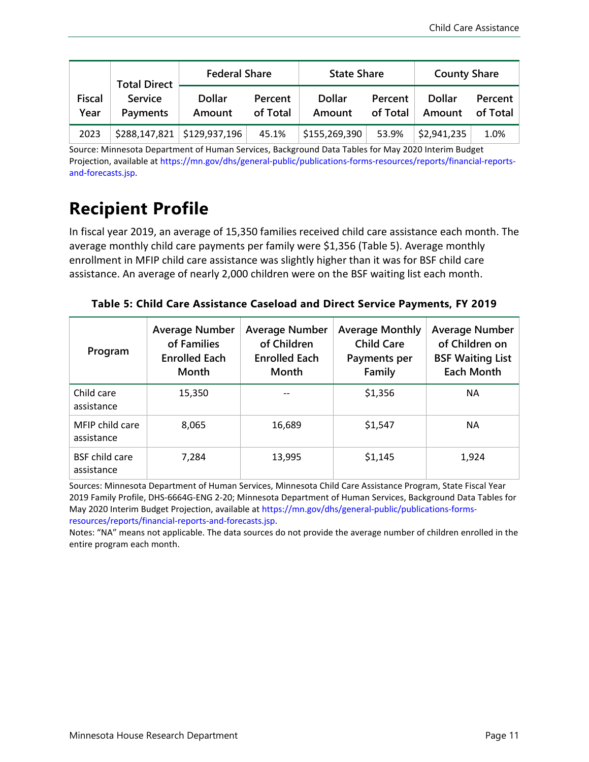| Fiscal Year | Total Direct Service Payments | Federal Share | | State Share | | County Share | |
|---|---|---|---|---|---|---|---|
| | | Dollar Amount | Percent of Total | Dollar Amount | Percent of Total | Dollar Amount | Percent of Total |
| 2023 | $288,147,821 | $129,937,196 | 45.1% | $155,269,390 | 53.9% | $2,941,235 | 1.0% |

Source: Minnesota Department of Human Services, Background Data Tables for May 2020 Interim Budget Projection, available at https://mn.gov/dhs/general-public/publications-forms-resources/reports/financial-reports-and-forecasts.jsp.

# Recipient Profile

In fiscal year 2019, an average of 15,350 families received child care assistance each month. The average monthly child care payments per family were $1,356 (Table 5). Average monthly enrollment in MFIP child care assistance was slightly higher than it was for BSF child care assistance. An average of nearly 2,000 children were on the BSF waiting list each month.

**Table 5: Child Care Assistance Caseload and Direct Service Payments, FY 2019**

| Program | Average Number of Families Enrolled Each Month | Average Number of Children Enrolled Each Month | Average Monthly Child Care Payments per Family | Average Number of Children on BSF Waiting List Each Month |
|---|---|---|---|---|
| Child care assistance | 15,350 | -- | $1,356 | NA |
| MFIP child care assistance | 8,065 | 16,689 | $1,547 | NA |
| BSF child care assistance | 7,284 | 13,995 | $1,145 | 1,924 |

Sources: Minnesota Department of Human Services, Minnesota Child Care Assistance Program, State Fiscal Year 2019 Family Profile, DHS-6664G-ENG 2-20; Minnesota Department of Human Services, Background Data Tables for May 2020 Interim Budget Projection, available at https://mn.gov/dhs/general-public/publications-forms-resources/reports/financial-reports-and-forecasts.jsp.

Notes: "NA" means not applicable. The data sources do not provide the average number of children enrolled in the entire program each month.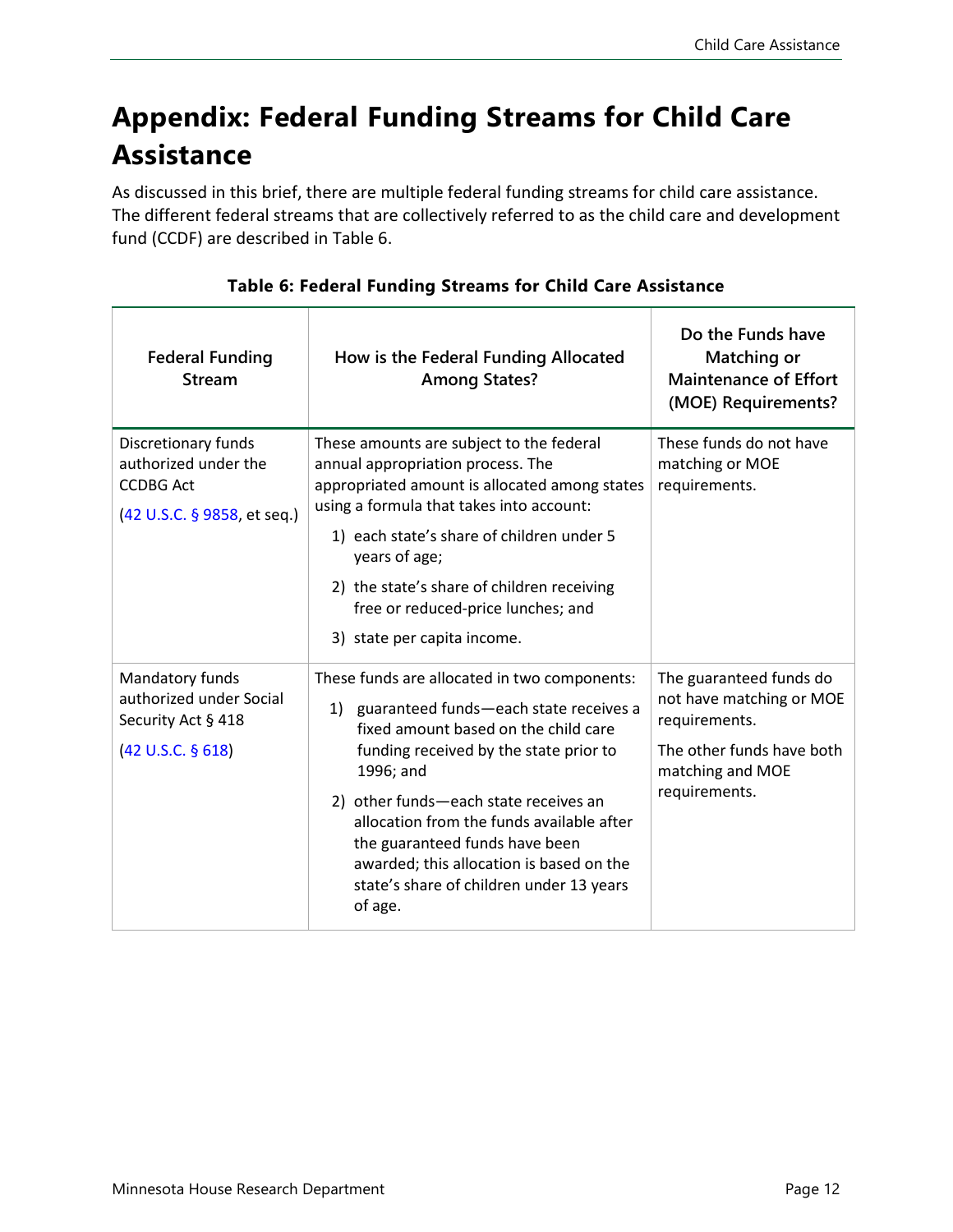# Appendix: Federal Funding Streams for Child Care Assistance

As discussed in this brief, there are multiple federal funding streams for child care assistance. The different federal streams that are collectively referred to as the child care and development fund (CCDF) are described in Table 6.

**Table 6: Federal Funding Streams for Child Care Assistance**

| Federal Funding Stream | How is the Federal Funding Allocated Among States? | Do the Funds have Matching or Maintenance of Effort (MOE) Requirements? |
|---|---|---|
| Discretionary funds authorized under the CCDBG Act<br><br>(42 U.S.C. § 9858, et seq.) | These amounts are subject to the federal annual appropriation process. The appropriated amount is allocated among states using a formula that takes into account:<br>1) each state's share of children under 5 years of age;<br>2) the state's share of children receiving free or reduced-price lunches; and<br>3) state per capita income. | These funds do not have matching or MOE requirements. |
| Mandatory funds authorized under Social Security Act § 418<br><br>(42 U.S.C. § 618) | These funds are allocated in two components:<br>1) guaranteed funds—each state receives a fixed amount based on the child care funding received by the state prior to 1996; and<br>2) other funds—each state receives an allocation from the funds available after the guaranteed funds have been awarded; this allocation is based on the state's share of children under 13 years of age. | The guaranteed funds do not have matching or MOE requirements.<br><br>The other funds have both matching and MOE requirements. |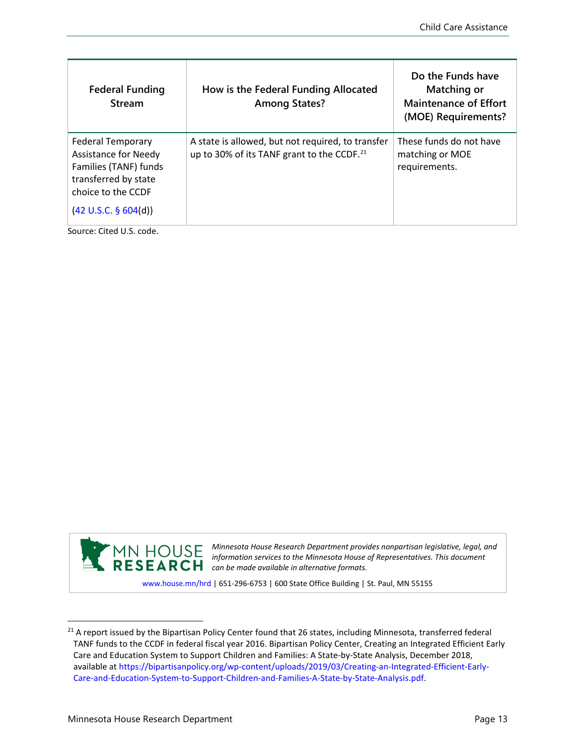| Federal Funding Stream | How is the Federal Funding Allocated Among States? | Do the Funds have Matching or Maintenance of Effort (MOE) Requirements? |
|---|---|---|
| Federal Temporary Assistance for Needy Families (TANF) funds transferred by state choice to the CCDF<br><br>(42 U.S.C. § 604(d)) | A state is allowed, but not required, to transfer up to 30% of its TANF grant to the CCDF.[21] | These funds do not have matching or MOE requirements. |

Source: Cited U.S. code.

MN HOUSE RESEARCH

*Minnesota House Research Department provides nonpartisan legislative, legal, and information services to the Minnesota House of Representatives. This document can be made available in alternative formats.*

www.house.mn/hrd | 651-296-6753 | 600 State Office Building | St. Paul, MN 55155

[21] A report issued by the Bipartisan Policy Center found that 26 states, including Minnesota, transferred federal TANF funds to the CCDF in federal fiscal year 2016. Bipartisan Policy Center, Creating an Integrated Efficient Early Care and Education System to Support Children and Families: A State-by-State Analysis, December 2018, available at https://bipartisanpolicy.org/wp-content/uploads/2019/03/Creating-an-Integrated-Efficient-Early-Care-and-Education-System-to-Support-Children-and-Families-A-State-by-State-Analysis.pdf.